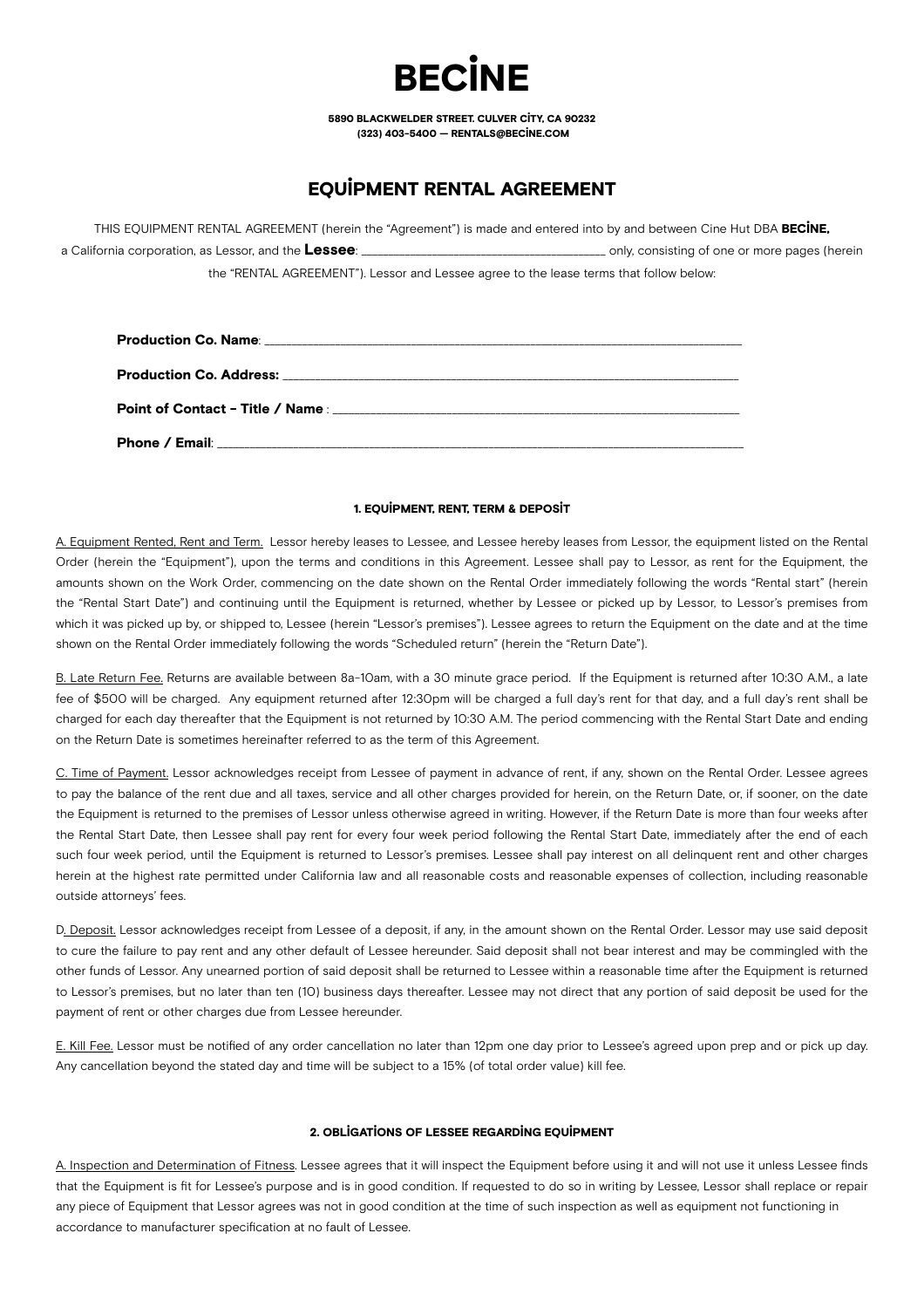# BECİNE

**5890 BLACKWELDER STREET. CULVER CİTY, CA 90232**
**(323) 403-5400 — RENTALS@BECİNE.COM**

## EQUİPMENT RENTAL AGREEMENT

THIS EQUIPMENT RENTAL AGREEMENT (herein the "Agreement") is made and entered into by and between Cine Hut DBA **BECİNE,** a California corporation, as Lessor, and the **Lessee**: ______________________________ only, consisting of one or more pages (herein the "RENTAL AGREEMENT"). Lessor and Lessee agree to the lease terms that follow below:

**Production Co. Name**: ____________________________________________

**Production Co. Address:** ____________________________________________

**Point of Contact - Title / Name** : ____________________________________________

**Phone / Email**: ____________________________________________

### 1. EQUİPMENT, RENT, TERM & DEPOSİT

A. Equipment Rented, Rent and Term. Lessor hereby leases to Lessee, and Lessee hereby leases from Lessor, the equipment listed on the Rental Order (herein the "Equipment"), upon the terms and conditions in this Agreement. Lessee shall pay to Lessor, as rent for the Equipment, the amounts shown on the Work Order, commencing on the date shown on the Rental Order immediately following the words "Rental start" (herein the "Rental Start Date") and continuing until the Equipment is returned, whether by Lessee or picked up by Lessor, to Lessor's premises from which it was picked up by, or shipped to, Lessee (herein "Lessor's premises"). Lessee agrees to return the Equipment on the date and at the time shown on the Rental Order immediately following the words "Scheduled return" (herein the "Return Date").

B. Late Return Fee. Returns are available between 8a-10am, with a 30 minute grace period. If the Equipment is returned after 10:30 A.M., a late fee of $500 will be charged. Any equipment returned after 12:30pm will be charged a full day's rent for that day, and a full day's rent shall be charged for each day thereafter that the Equipment is not returned by 10:30 A.M. The period commencing with the Rental Start Date and ending on the Return Date is sometimes hereinafter referred to as the term of this Agreement.

C. Time of Payment. Lessor acknowledges receipt from Lessee of payment in advance of rent, if any, shown on the Rental Order. Lessee agrees to pay the balance of the rent due and all taxes, service and all other charges provided for herein, on the Return Date, or, if sooner, on the date the Equipment is returned to the premises of Lessor unless otherwise agreed in writing. However, if the Return Date is more than four weeks after the Rental Start Date, then Lessee shall pay rent for every four week period following the Rental Start Date, immediately after the end of each such four week period, until the Equipment is returned to Lessor's premises. Lessee shall pay interest on all delinquent rent and other charges herein at the highest rate permitted under California law and all reasonable costs and reasonable expenses of collection, including reasonable outside attorneys' fees.

D. Deposit. Lessor acknowledges receipt from Lessee of a deposit, if any, in the amount shown on the Rental Order. Lessor may use said deposit to cure the failure to pay rent and any other default of Lessee hereunder. Said deposit shall not bear interest and may be commingled with the other funds of Lessor. Any unearned portion of said deposit shall be returned to Lessee within a reasonable time after the Equipment is returned to Lessor's premises, but no later than ten (10) business days thereafter. Lessee may not direct that any portion of said deposit be used for the payment of rent or other charges due from Lessee hereunder.

E. Kill Fee. Lessor must be notified of any order cancellation no later than 12pm one day prior to Lessee's agreed upon prep and or pick up day. Any cancellation beyond the stated day and time will be subject to a 15% (of total order value) kill fee.

### 2. OBLİGATİONS OF LESSEE REGARDİNG EQUİPMENT

A. Inspection and Determination of Fitness. Lessee agrees that it will inspect the Equipment before using it and will not use it unless Lessee finds that the Equipment is fit for Lessee's purpose and is in good condition. If requested to do so in writing by Lessee, Lessor shall replace or repair any piece of Equipment that Lessor agrees was not in good condition at the time of such inspection as well as equipment not functioning in accordance to manufacturer specification at no fault of Lessee.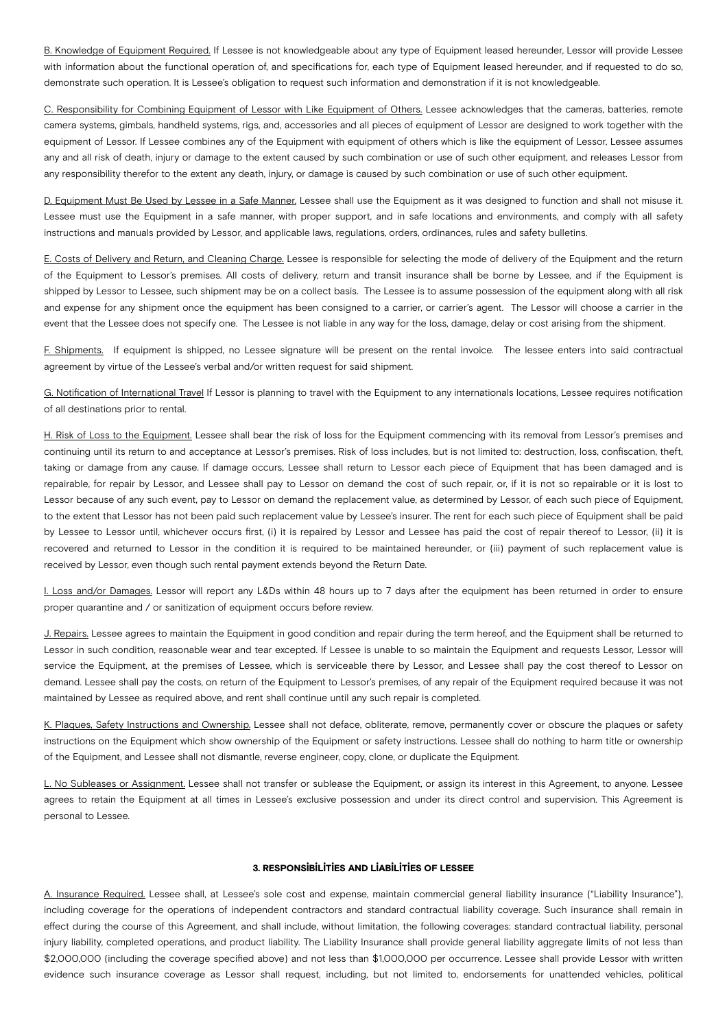<u>B. Knowledge of Equipment Required.</u> If Lessee is not knowledgeable about any type of Equipment leased hereunder, Lessor will provide Lessee with information about the functional operation of, and specifications for, each type of Equipment leased hereunder, and if requested to do so, demonstrate such operation. It is Lessee's obligation to request such information and demonstration if it is not knowledgeable.

<u>C. Responsibility for Combining Equipment of Lessor with Like Equipment of Others.</u> Lessee acknowledges that the cameras, batteries, remote camera systems, gimbals, handheld systems, rigs, and, accessories and all pieces of equipment of Lessor are designed to work together with the equipment of Lessor. If Lessee combines any of the Equipment with equipment of others which is like the equipment of Lessor, Lessee assumes any and all risk of death, injury or damage to the extent caused by such combination or use of such other equipment, and releases Lessor from any responsibility therefor to the extent any death, injury, or damage is caused by such combination or use of such other equipment.

<u>D. Equipment Must Be Used by Lessee in a Safe Manner.</u> Lessee shall use the Equipment as it was designed to function and shall not misuse it. Lessee must use the Equipment in a safe manner, with proper support, and in safe locations and environments, and comply with all safety instructions and manuals provided by Lessor, and applicable laws, regulations, orders, ordinances, rules and safety bulletins.

<u>E. Costs of Delivery and Return, and Cleaning Charge.</u> Lessee is responsible for selecting the mode of delivery of the Equipment and the return of the Equipment to Lessor's premises. All costs of delivery, return and transit insurance shall be borne by Lessee, and if the Equipment is shipped by Lessor to Lessee, such shipment may be on a collect basis. The Lessee is to assume possession of the equipment along with all risk and expense for any shipment once the equipment has been consigned to a carrier, or carrier's agent. The Lessor will choose a carrier in the event that the Lessee does not specify one. The Lessee is not liable in any way for the loss, damage, delay or cost arising from the shipment.

<u>F. Shipments.</u> If equipment is shipped, no Lessee signature will be present on the rental invoice. The lessee enters into said contractual agreement by virtue of the Lessee's verbal and/or written request for said shipment.

<u>G. Notification of International Travel</u> If Lessor is planning to travel with the Equipment to any internationals locations, Lessee requires notification of all destinations prior to rental.

<u>H. Risk of Loss to the Equipment.</u> Lessee shall bear the risk of loss for the Equipment commencing with its removal from Lessor's premises and continuing until its return to and acceptance at Lessor's premises. Risk of loss includes, but is not limited to: destruction, loss, confiscation, theft, taking or damage from any cause. If damage occurs, Lessee shall return to Lessor each piece of Equipment that has been damaged and is repairable, for repair by Lessor, and Lessee shall pay to Lessor on demand the cost of such repair, or, if it is not so repairable or it is lost to Lessor because of any such event, pay to Lessor on demand the replacement value, as determined by Lessor, of each such piece of Equipment, to the extent that Lessor has not been paid such replacement value by Lessee's insurer. The rent for each such piece of Equipment shall be paid by Lessee to Lessor until, whichever occurs first, (i) it is repaired by Lessor and Lessee has paid the cost of repair thereof to Lessor, (ii) it is recovered and returned to Lessor in the condition it is required to be maintained hereunder, or (iii) payment of such replacement value is received by Lessor, even though such rental payment extends beyond the Return Date.

<u>I. Loss and/or Damages.</u> Lessor will report any L&Ds within 48 hours up to 7 days after the equipment has been returned in order to ensure proper quarantine and / or sanitization of equipment occurs before review.

<u>J. Repairs.</u> Lessee agrees to maintain the Equipment in good condition and repair during the term hereof, and the Equipment shall be returned to Lessor in such condition, reasonable wear and tear excepted. If Lessee is unable to so maintain the Equipment and requests Lessor, Lessor will service the Equipment, at the premises of Lessee, which is serviceable there by Lessor, and Lessee shall pay the cost thereof to Lessor on demand. Lessee shall pay the costs, on return of the Equipment to Lessor's premises, of any repair of the Equipment required because it was not maintained by Lessee as required above, and rent shall continue until any such repair is completed.

<u>K. Plaques, Safety Instructions and Ownership.</u> Lessee shall not deface, obliterate, remove, permanently cover or obscure the plaques or safety instructions on the Equipment which show ownership of the Equipment or safety instructions. Lessee shall do nothing to harm title or ownership of the Equipment, and Lessee shall not dismantle, reverse engineer, copy, clone, or duplicate the Equipment.

<u>L. No Subleases or Assignment.</u> Lessee shall not transfer or sublease the Equipment, or assign its interest in this Agreement, to anyone. Lessee agrees to retain the Equipment at all times in Lessee's exclusive possession and under its direct control and supervision. This Agreement is personal to Lessee.

## 3. RESPONSIBILITIES AND LIABILITIES OF LESSEE

<u>A. Insurance Required.</u> Lessee shall, at Lessee's sole cost and expense, maintain commercial general liability insurance ("Liability Insurance"), including coverage for the operations of independent contractors and standard contractual liability coverage. Such insurance shall remain in effect during the course of this Agreement, and shall include, without limitation, the following coverages: standard contractual liability, personal injury liability, completed operations, and product liability. The Liability Insurance shall provide general liability aggregate limits of not less than $2,000,000 (including the coverage specified above) and not less than $1,000,000 per occurrence. Lessee shall provide Lessor with written evidence such insurance coverage as Lessor shall request, including, but not limited to, endorsements for unattended vehicles, political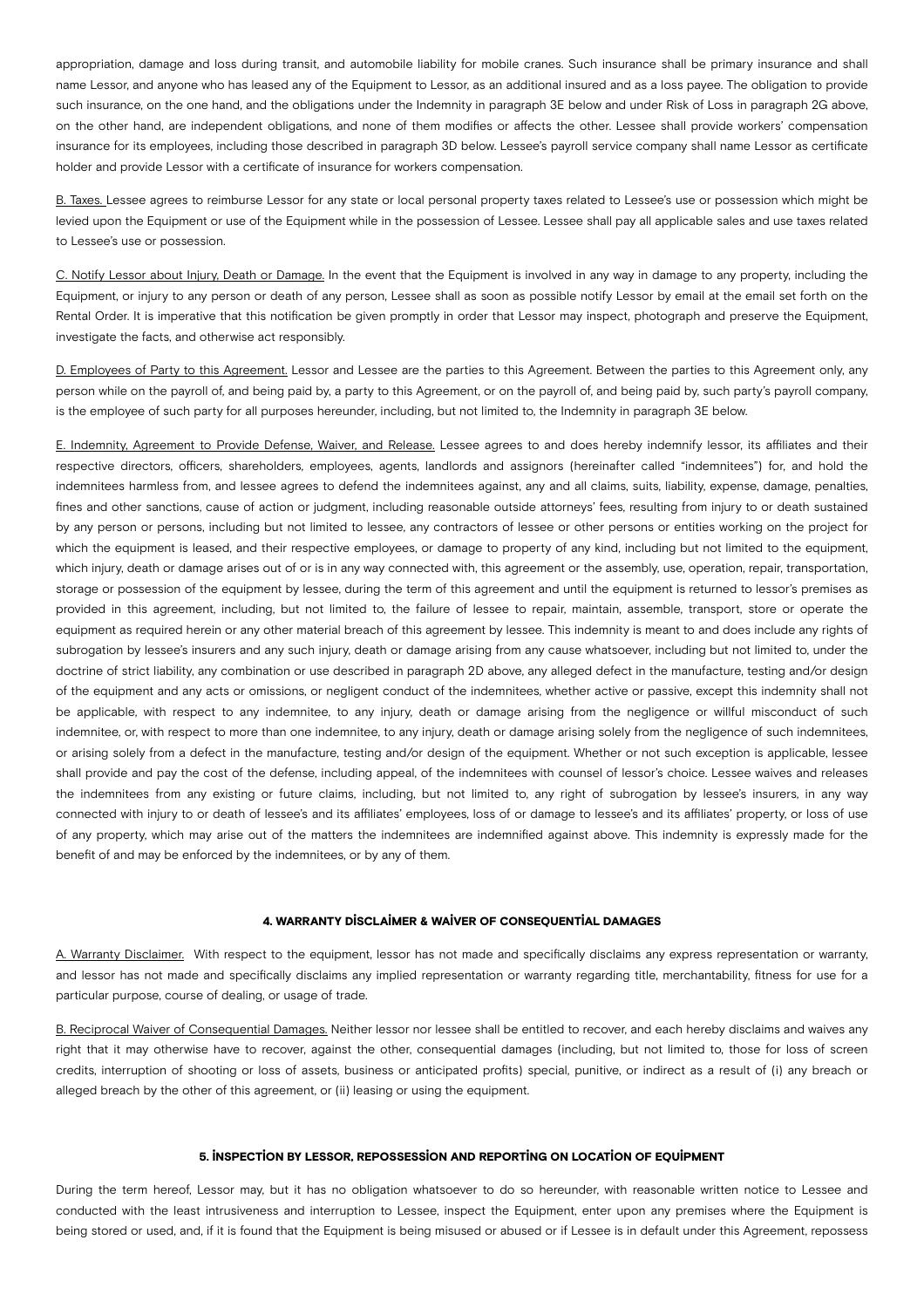appropriation, damage and loss during transit, and automobile liability for mobile cranes. Such insurance shall be primary insurance and shall name Lessor, and anyone who has leased any of the Equipment to Lessor, as an additional insured and as a loss payee. The obligation to provide such insurance, on the one hand, and the obligations under the Indemnity in paragraph 3E below and under Risk of Loss in paragraph 2G above, on the other hand, are independent obligations, and none of them modifies or affects the other. Lessee shall provide workers' compensation insurance for its employees, including those described in paragraph 3D below. Lessee's payroll service company shall name Lessor as certificate holder and provide Lessor with a certificate of insurance for workers compensation.

B. Taxes. Lessee agrees to reimburse Lessor for any state or local personal property taxes related to Lessee's use or possession which might be levied upon the Equipment or use of the Equipment while in the possession of Lessee. Lessee shall pay all applicable sales and use taxes related to Lessee's use or possession.

C. Notify Lessor about Injury, Death or Damage. In the event that the Equipment is involved in any way in damage to any property, including the Equipment, or injury to any person or death of any person, Lessee shall as soon as possible notify Lessor by email at the email set forth on the Rental Order. It is imperative that this notification be given promptly in order that Lessor may inspect, photograph and preserve the Equipment, investigate the facts, and otherwise act responsibly.

D. Employees of Party to this Agreement. Lessor and Lessee are the parties to this Agreement. Between the parties to this Agreement only, any person while on the payroll of, and being paid by, a party to this Agreement, or on the payroll of, and being paid by, such party's payroll company, is the employee of such party for all purposes hereunder, including, but not limited to, the Indemnity in paragraph 3E below.

E. Indemnity, Agreement to Provide Defense, Waiver, and Release. Lessee agrees to and does hereby indemnify lessor, its affiliates and their respective directors, officers, shareholders, employees, agents, landlords and assignors (hereinafter called "indemnitees") for, and hold the indemnitees harmless from, and lessee agrees to defend the indemnitees against, any and all claims, suits, liability, expense, damage, penalties, fines and other sanctions, cause of action or judgment, including reasonable outside attorneys' fees, resulting from injury to or death sustained by any person or persons, including but not limited to lessee, any contractors of lessee or other persons or entities working on the project for which the equipment is leased, and their respective employees, or damage to property of any kind, including but not limited to the equipment, which injury, death or damage arises out of or is in any way connected with, this agreement or the assembly, use, operation, repair, transportation, storage or possession of the equipment by lessee, during the term of this agreement and until the equipment is returned to lessor's premises as provided in this agreement, including, but not limited to, the failure of lessee to repair, maintain, assemble, transport, store or operate the equipment as required herein or any other material breach of this agreement by lessee. This indemnity is meant to and does include any rights of subrogation by lessee's insurers and any such injury, death or damage arising from any cause whatsoever, including but not limited to, under the doctrine of strict liability, any combination or use described in paragraph 2D above, any alleged defect in the manufacture, testing and/or design of the equipment and any acts or omissions, or negligent conduct of the indemnitees, whether active or passive, except this indemnity shall not be applicable, with respect to any indemnitee, to any injury, death or damage arising from the negligence or willful misconduct of such indemnitee, or, with respect to more than one indemnitee, to any injury, death or damage arising solely from the negligence of such indemnitees, or arising solely from a defect in the manufacture, testing and/or design of the equipment. Whether or not such exception is applicable, lessee shall provide and pay the cost of the defense, including appeal, of the indemnitees with counsel of lessor's choice. Lessee waives and releases the indemnitees from any existing or future claims, including, but not limited to, any right of subrogation by lessee's insurers, in any way connected with injury to or death of lessee's and its affiliates' employees, loss of or damage to lessee's and its affiliates' property, or loss of use of any property, which may arise out of the matters the indemnitees are indemnified against above. This indemnity is expressly made for the benefit of and may be enforced by the indemnitees, or by any of them.

## 4. WARRANTY DİSCLAİMER & WAİVER OF CONSEQUENTİAL DAMAGES

A. Warranty Disclaimer. With respect to the equipment, lessor has not made and specifically disclaims any express representation or warranty, and lessor has not made and specifically disclaims any implied representation or warranty regarding title, merchantability, fitness for use for a particular purpose, course of dealing, or usage of trade.

B. Reciprocal Waiver of Consequential Damages. Neither lessor nor lessee shall be entitled to recover, and each hereby disclaims and waives any right that it may otherwise have to recover, against the other, consequential damages (including, but not limited to, those for loss of screen credits, interruption of shooting or loss of assets, business or anticipated profits) special, punitive, or indirect as a result of (i) any breach or alleged breach by the other of this agreement, or (ii) leasing or using the equipment.

## 5. İNSPECTİON BY LESSOR, REPOSSESSİON AND REPORTİNG ON LOCATİON OF EQUİPMENT

During the term hereof, Lessor may, but it has no obligation whatsoever to do so hereunder, with reasonable written notice to Lessee and conducted with the least intrusiveness and interruption to Lessee, inspect the Equipment, enter upon any premises where the Equipment is being stored or used, and, if it is found that the Equipment is being misused or abused or if Lessee is in default under this Agreement, repossess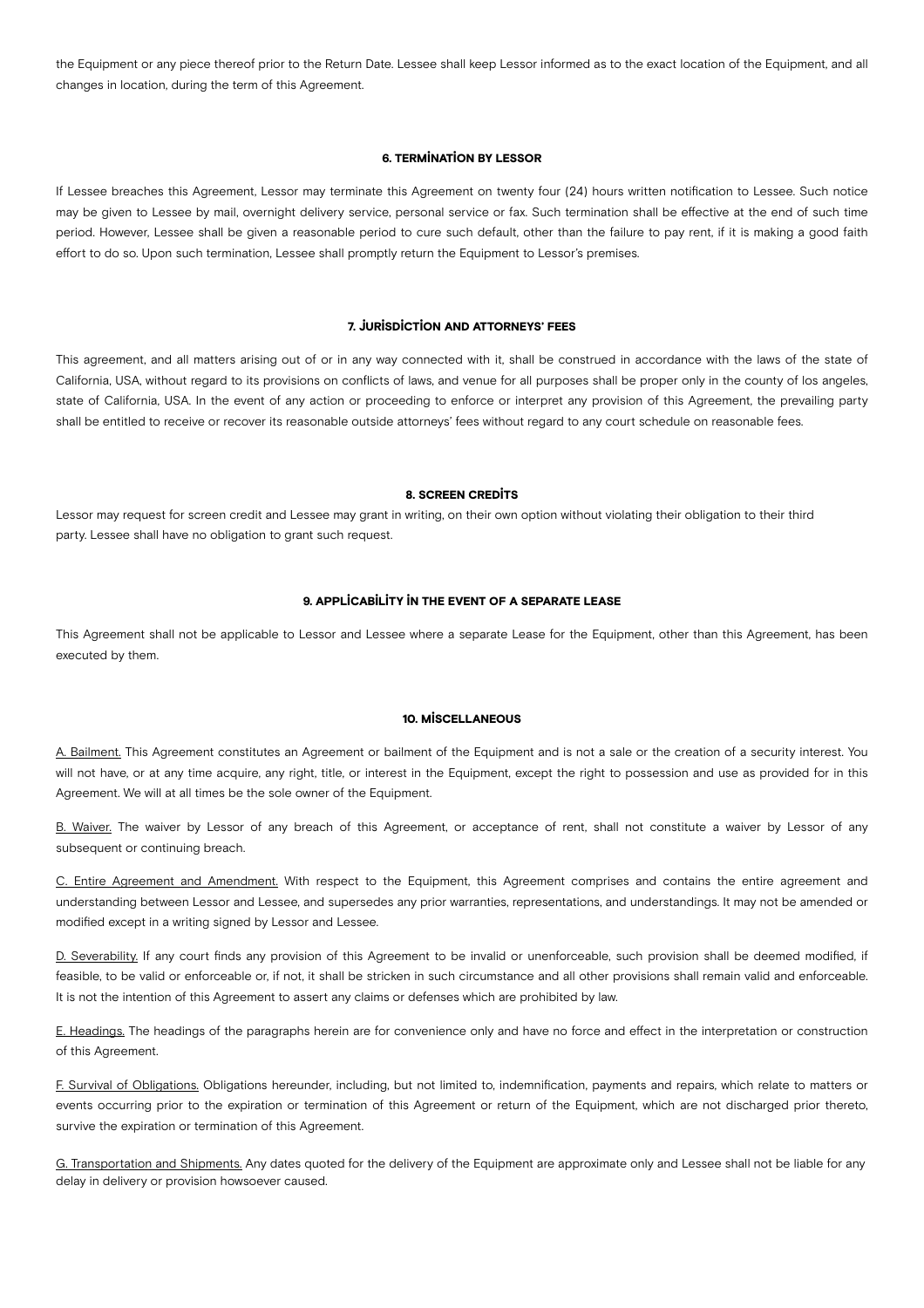the Equipment or any piece thereof prior to the Return Date. Lessee shall keep Lessor informed as to the exact location of the Equipment, and all changes in location, during the term of this Agreement.

### 6. TERMİNATİON BY LESSOR

If Lessee breaches this Agreement, Lessor may terminate this Agreement on twenty four (24) hours written notification to Lessee. Such notice may be given to Lessee by mail, overnight delivery service, personal service or fax. Such termination shall be effective at the end of such time period. However, Lessee shall be given a reasonable period to cure such default, other than the failure to pay rent, if it is making a good faith effort to do so. Upon such termination, Lessee shall promptly return the Equipment to Lessor's premises.

### 7. JURİSDİCTİON AND ATTORNEYS' FEES

This agreement, and all matters arising out of or in any way connected with it, shall be construed in accordance with the laws of the state of California, USA, without regard to its provisions on conflicts of laws, and venue for all purposes shall be proper only in the county of los angeles, state of California, USA. In the event of any action or proceeding to enforce or interpret any provision of this Agreement, the prevailing party shall be entitled to receive or recover its reasonable outside attorneys' fees without regard to any court schedule on reasonable fees.

### 8. SCREEN CREDİTS

Lessor may request for screen credit and Lessee may grant in writing, on their own option without violating their obligation to their third party. Lessee shall have no obligation to grant such request.

### 9. APPLİCABİLİTY İN THE EVENT OF A SEPARATE LEASE

This Agreement shall not be applicable to Lessor and Lessee where a separate Lease for the Equipment, other than this Agreement, has been executed by them.

### 10. MİSCELLANEOUS

A. Bailment. This Agreement constitutes an Agreement or bailment of the Equipment and is not a sale or the creation of a security interest. You will not have, or at any time acquire, any right, title, or interest in the Equipment, except the right to possession and use as provided for in this Agreement. We will at all times be the sole owner of the Equipment.

B. Waiver. The waiver by Lessor of any breach of this Agreement, or acceptance of rent, shall not constitute a waiver by Lessor of any subsequent or continuing breach.

C. Entire Agreement and Amendment. With respect to the Equipment, this Agreement comprises and contains the entire agreement and understanding between Lessor and Lessee, and supersedes any prior warranties, representations, and understandings. It may not be amended or modified except in a writing signed by Lessor and Lessee.

D. Severability. If any court finds any provision of this Agreement to be invalid or unenforceable, such provision shall be deemed modified, if feasible, to be valid or enforceable or, if not, it shall be stricken in such circumstance and all other provisions shall remain valid and enforceable. It is not the intention of this Agreement to assert any claims or defenses which are prohibited by law.

E. Headings. The headings of the paragraphs herein are for convenience only and have no force and effect in the interpretation or construction of this Agreement.

F. Survival of Obligations. Obligations hereunder, including, but not limited to, indemnification, payments and repairs, which relate to matters or events occurring prior to the expiration or termination of this Agreement or return of the Equipment, which are not discharged prior thereto, survive the expiration or termination of this Agreement.

G. Transportation and Shipments. Any dates quoted for the delivery of the Equipment are approximate only and Lessee shall not be liable for any delay in delivery or provision howsoever caused.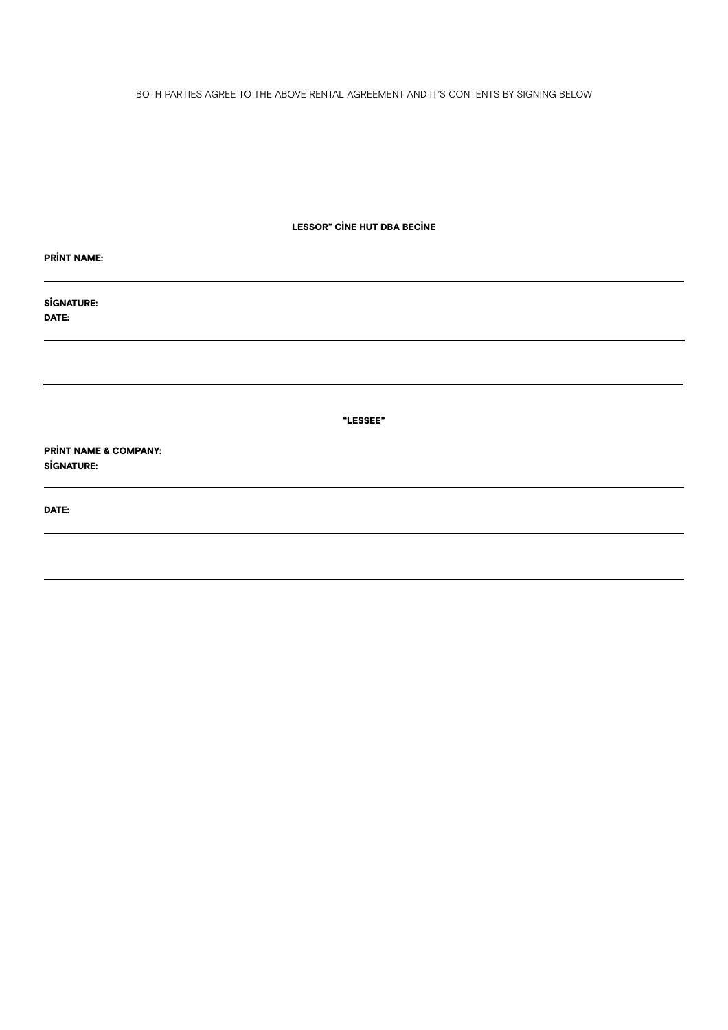BOTH PARTIES AGREE TO THE ABOVE RENTAL AGREEMENT AND IT'S CONTENTS BY SIGNING BELOW

**LESSOR" CİNE HUT DBA BECİNE**

**PRİNT NAME:**

---

**SİGNATURE:**

**DATE:**

---

---

**"LESSEE"**

**PRİNT NAME & COMPANY:**

**SİGNATURE:**

---

**DATE:**

---

---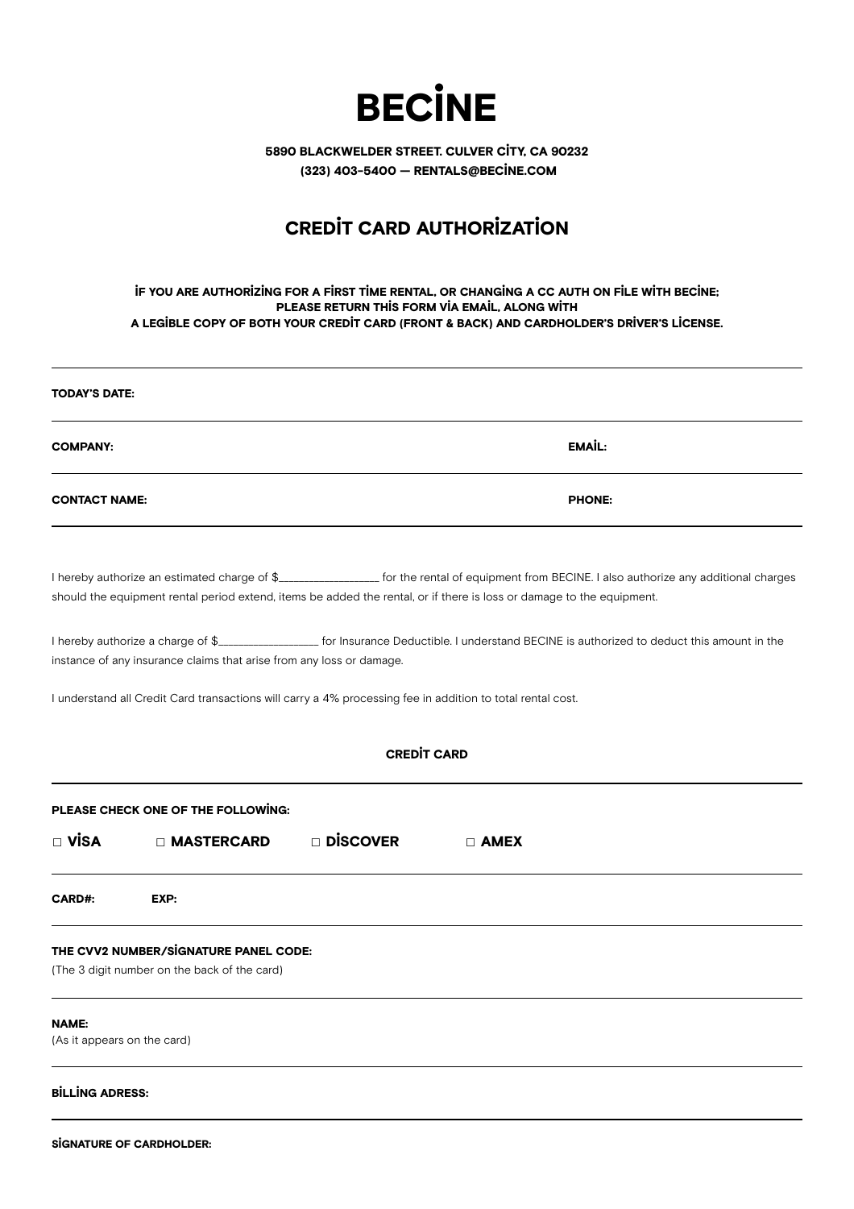# BECİNE

**5890 BLACKWELDER STREET. CULVER CİTY, CA 90232**
**(323) 403-5400 — RENTALS@BECİNE.COM**

## CREDİT CARD AUTHORİZATİON

**İF YOU ARE AUTHORİZİNG FOR A FİRST TİME RENTAL, OR CHANGİNG A CC AUTH ON FİLE WİTH BECİNE; PLEASE RETURN THİS FORM VİA EMAİL, ALONG WİTH A LEGİBLE COPY OF BOTH YOUR CREDİT CARD (FRONT & BACK) AND CARDHOLDER'S DRİVER'S LİCENSE.**

---

**TODAY'S DATE:**

---

**COMPANY:** **EMAİL:**

---

**CONTACT NAME:** **PHONE:**

---

I hereby authorize an estimated charge of $_________________ for the rental of equipment from BECINE. I also authorize any additional charges should the equipment rental period extend, items be added the rental, or if there is loss or damage to the equipment.

I hereby authorize a charge of $_________________ for Insurance Deductible. I understand BECINE is authorized to deduct this amount in the instance of any insurance claims that arise from any loss or damage.

I understand all Credit Card transactions will carry a 4% processing fee in addition to total rental cost.

### CREDİT CARD

---

**PLEASE CHECK ONE OF THE FOLLOWİNG:**

□ **VİSA** □ **MASTERCARD** □ **DİSCOVER** □ **AMEX**

---

**CARD#:** **EXP:**

---

**THE CVV2 NUMBER/SİGNATURE PANEL CODE:**
(The 3 digit number on the back of the card)

---

**NAME:**
(As it appears on the card)

---

**BİLLİNG ADRESS:**

---

**SİGNATURE OF CARDHOLDER:**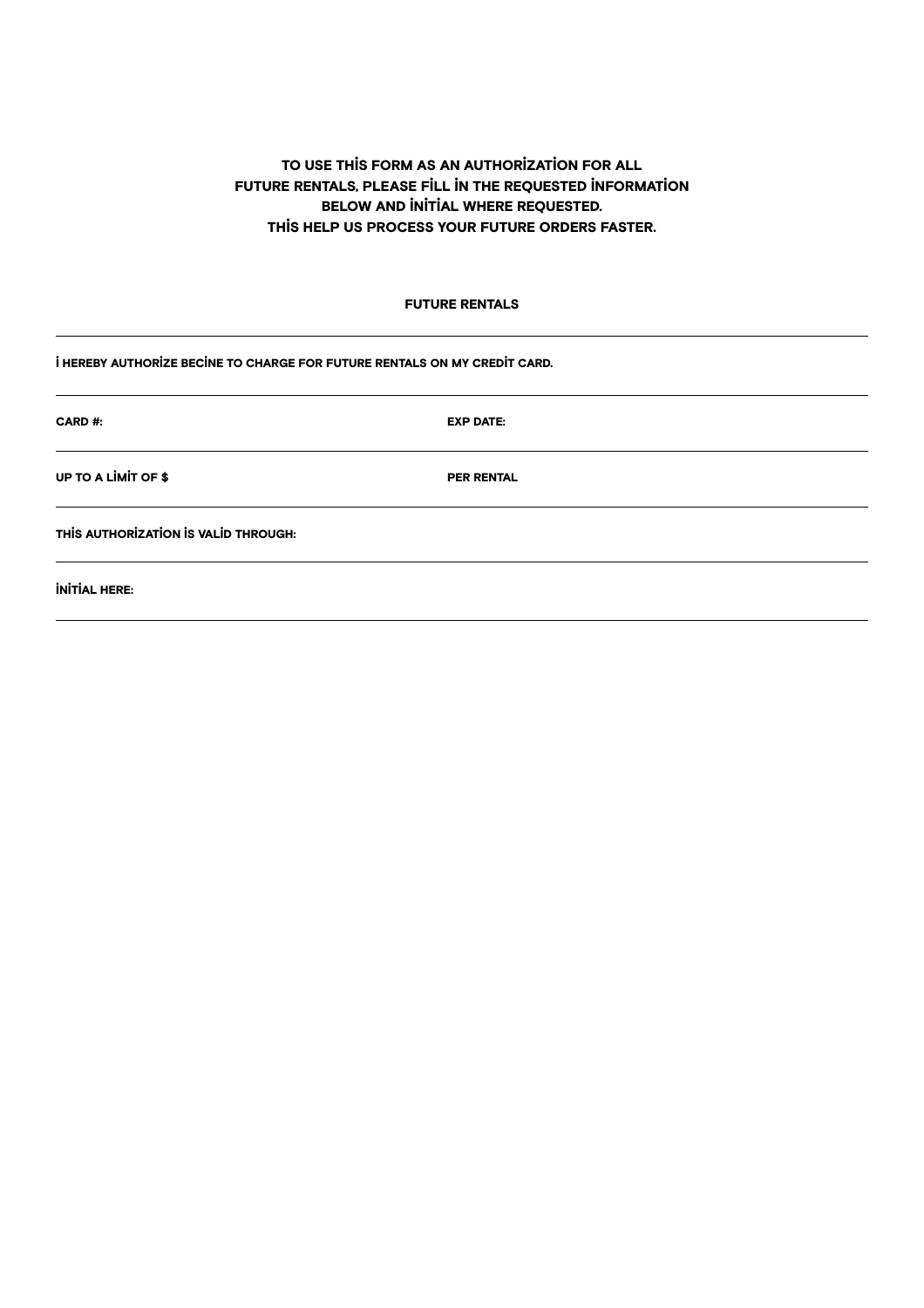**TO USE THİS FORM AS AN AUTHORİZATİON FOR ALL FUTURE RENTALS, PLEASE FİLL İN THE REQUESTED İNFORMATİON BELOW AND İNİTİAL WHERE REQUESTED. THİS HELP US PROCESS YOUR FUTURE ORDERS FASTER.**

**FUTURE RENTALS**

---

**İ HEREBY AUTHORİZE BECİNE TO CHARGE FOR FUTURE RENTALS ON MY CREDİT CARD.**

---

**CARD #:** **EXP DATE:**

---

**UP TO A LİMİT OF $** **PER RENTAL**

---

**THİS AUTHORİZATİON İS VALİD THROUGH:**

---

**İNİTİAL HERE:**

---